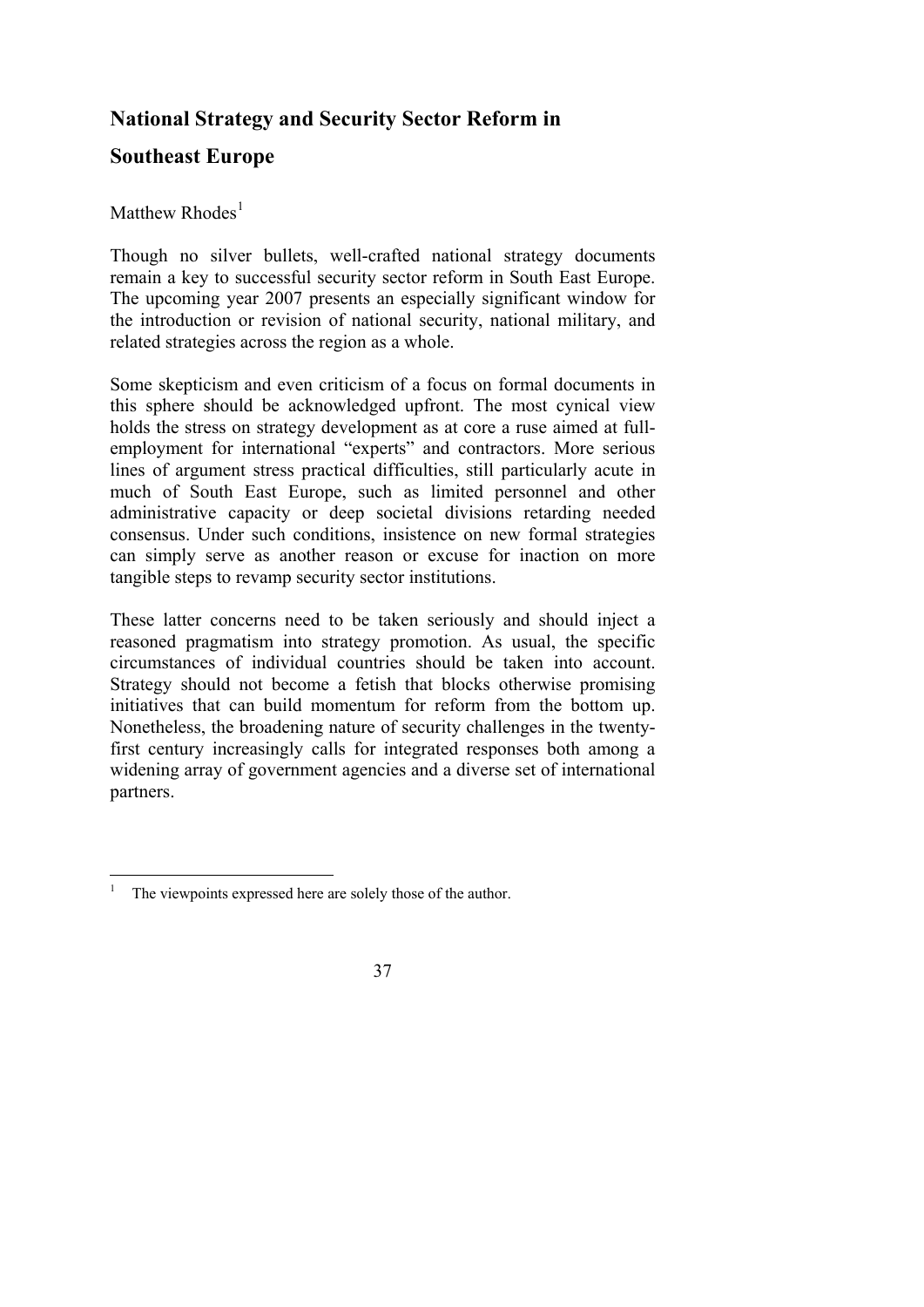# National Strategy and Security Sector Reform in Southeast Europe

Matthew Rhodes[1]

Though no silver bullets, well-crafted national strategy documents remain a key to successful security sector reform in South East Europe. The upcoming year 2007 presents an especially significant window for the introduction or revision of national security, national military, and related strategies across the region as a whole.

Some skepticism and even criticism of a focus on formal documents in this sphere should be acknowledged upfront. The most cynical view holds the stress on strategy development as at core a ruse aimed at full-employment for international "experts" and contractors. More serious lines of argument stress practical difficulties, still particularly acute in much of South East Europe, such as limited personnel and other administrative capacity or deep societal divisions retarding needed consensus. Under such conditions, insistence on new formal strategies can simply serve as another reason or excuse for inaction on more tangible steps to revamp security sector institutions.

These latter concerns need to be taken seriously and should inject a reasoned pragmatism into strategy promotion. As usual, the specific circumstances of individual countries should be taken into account. Strategy should not become a fetish that blocks otherwise promising initiatives that can build momentum for reform from the bottom up. Nonetheless, the broadening nature of security challenges in the twenty-first century increasingly calls for integrated responses both among a widening array of government agencies and a diverse set of international partners.

---

[1] The viewpoints expressed here are solely those of the author.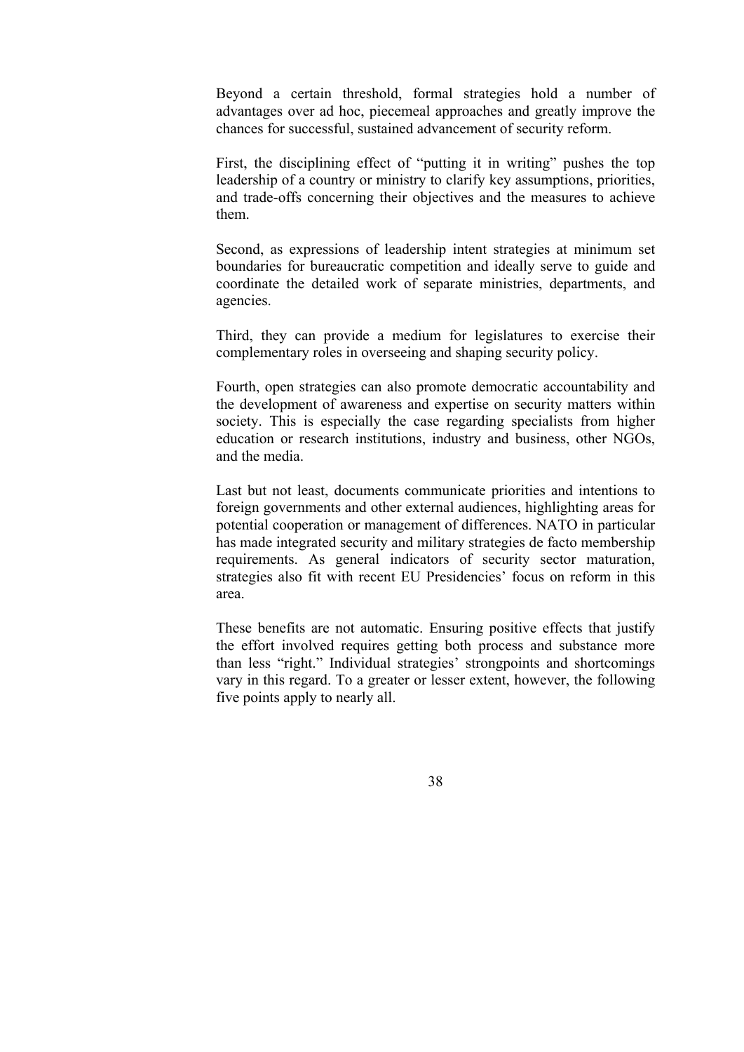Beyond a certain threshold, formal strategies hold a number of advantages over ad hoc, piecemeal approaches and greatly improve the chances for successful, sustained advancement of security reform.

First, the disciplining effect of "putting it in writing" pushes the top leadership of a country or ministry to clarify key assumptions, priorities, and trade-offs concerning their objectives and the measures to achieve them.

Second, as expressions of leadership intent strategies at minimum set boundaries for bureaucratic competition and ideally serve to guide and coordinate the detailed work of separate ministries, departments, and agencies.

Third, they can provide a medium for legislatures to exercise their complementary roles in overseeing and shaping security policy.

Fourth, open strategies can also promote democratic accountability and the development of awareness and expertise on security matters within society. This is especially the case regarding specialists from higher education or research institutions, industry and business, other NGOs, and the media.

Last but not least, documents communicate priorities and intentions to foreign governments and other external audiences, highlighting areas for potential cooperation or management of differences. NATO in particular has made integrated security and military strategies de facto membership requirements. As general indicators of security sector maturation, strategies also fit with recent EU Presidencies' focus on reform in this area.

These benefits are not automatic. Ensuring positive effects that justify the effort involved requires getting both process and substance more than less "right." Individual strategies' strongpoints and shortcomings vary in this regard. To a greater or lesser extent, however, the following five points apply to nearly all.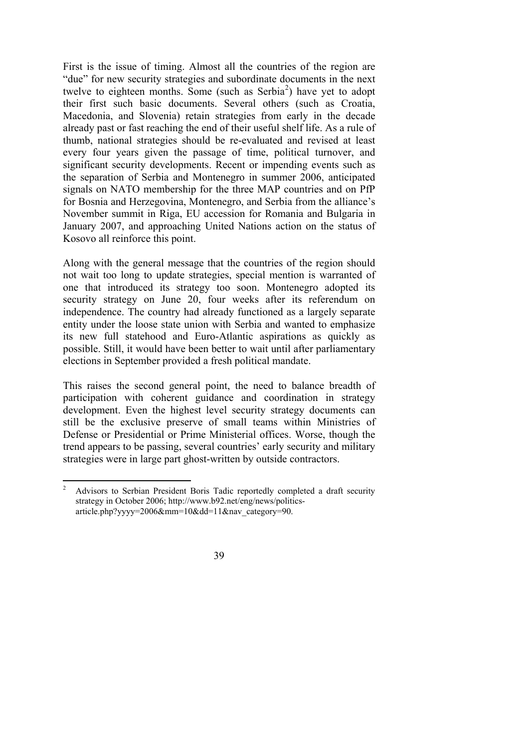First is the issue of timing. Almost all the countries of the region are "due" for new security strategies and subordinate documents in the next twelve to eighteen months. Some (such as Serbia[2]) have yet to adopt their first such basic documents. Several others (such as Croatia, Macedonia, and Slovenia) retain strategies from early in the decade already past or fast reaching the end of their useful shelf life. As a rule of thumb, national strategies should be re-evaluated and revised at least every four years given the passage of time, political turnover, and significant security developments. Recent or impending events such as the separation of Serbia and Montenegro in summer 2006, anticipated signals on NATO membership for the three MAP countries and on PfP for Bosnia and Herzegovina, Montenegro, and Serbia from the alliance's November summit in Riga, EU accession for Romania and Bulgaria in January 2007, and approaching United Nations action on the status of Kosovo all reinforce this point.

Along with the general message that the countries of the region should not wait too long to update strategies, special mention is warranted of one that introduced its strategy too soon. Montenegro adopted its security strategy on June 20, four weeks after its referendum on independence. The country had already functioned as a largely separate entity under the loose state union with Serbia and wanted to emphasize its new full statehood and Euro-Atlantic aspirations as quickly as possible. Still, it would have been better to wait until after parliamentary elections in September provided a fresh political mandate.

This raises the second general point, the need to balance breadth of participation with coherent guidance and coordination in strategy development. Even the highest level security strategy documents can still be the exclusive preserve of small teams within Ministries of Defense or Presidential or Prime Ministerial offices. Worse, though the trend appears to be passing, several countries' early security and military strategies were in large part ghost-written by outside contractors.

---

[2] Advisors to Serbian President Boris Tadic reportedly completed a draft security strategy in October 2006; http://www.b92.net/eng/news/politics-article.php?yyyy=2006&mm=10&dd=11&nav_category=90.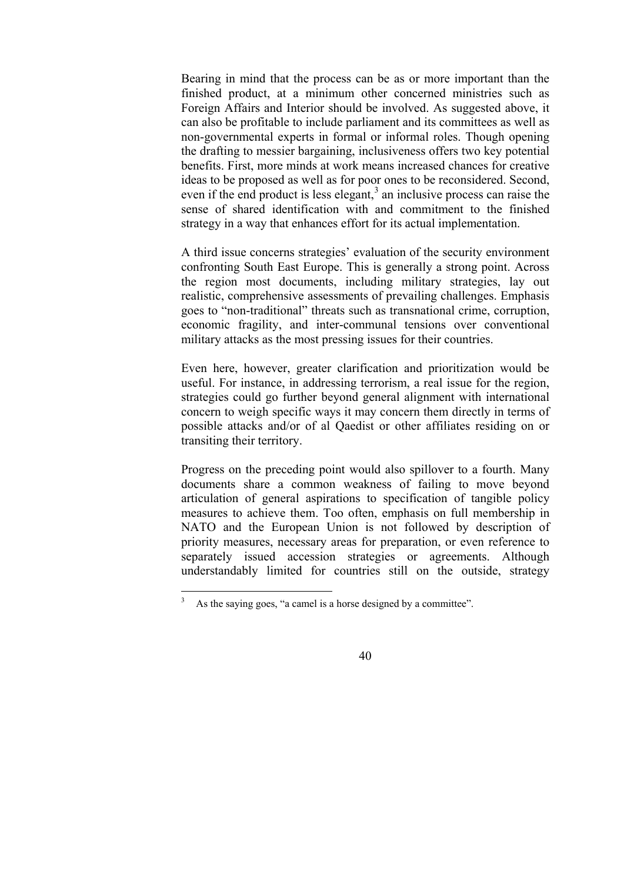Bearing in mind that the process can be as or more important than the finished product, at a minimum other concerned ministries such as Foreign Affairs and Interior should be involved. As suggested above, it can also be profitable to include parliament and its committees as well as non-governmental experts in formal or informal roles. Though opening the drafting to messier bargaining, inclusiveness offers two key potential benefits. First, more minds at work means increased chances for creative ideas to be proposed as well as for poor ones to be reconsidered. Second, even if the end product is less elegant,[3] an inclusive process can raise the sense of shared identification with and commitment to the finished strategy in a way that enhances effort for its actual implementation.

A third issue concerns strategies' evaluation of the security environment confronting South East Europe. This is generally a strong point. Across the region most documents, including military strategies, lay out realistic, comprehensive assessments of prevailing challenges. Emphasis goes to "non-traditional" threats such as transnational crime, corruption, economic fragility, and inter-communal tensions over conventional military attacks as the most pressing issues for their countries.

Even here, however, greater clarification and prioritization would be useful. For instance, in addressing terrorism, a real issue for the region, strategies could go further beyond general alignment with international concern to weigh specific ways it may concern them directly in terms of possible attacks and/or of al Qaedist or other affiliates residing on or transiting their territory.

Progress on the preceding point would also spillover to a fourth. Many documents share a common weakness of failing to move beyond articulation of general aspirations to specification of tangible policy measures to achieve them. Too often, emphasis on full membership in NATO and the European Union is not followed by description of priority measures, necessary areas for preparation, or even reference to separately issued accession strategies or agreements. Although understandably limited for countries still on the outside, strategy

---

[3] As the saying goes, "a camel is a horse designed by a committee".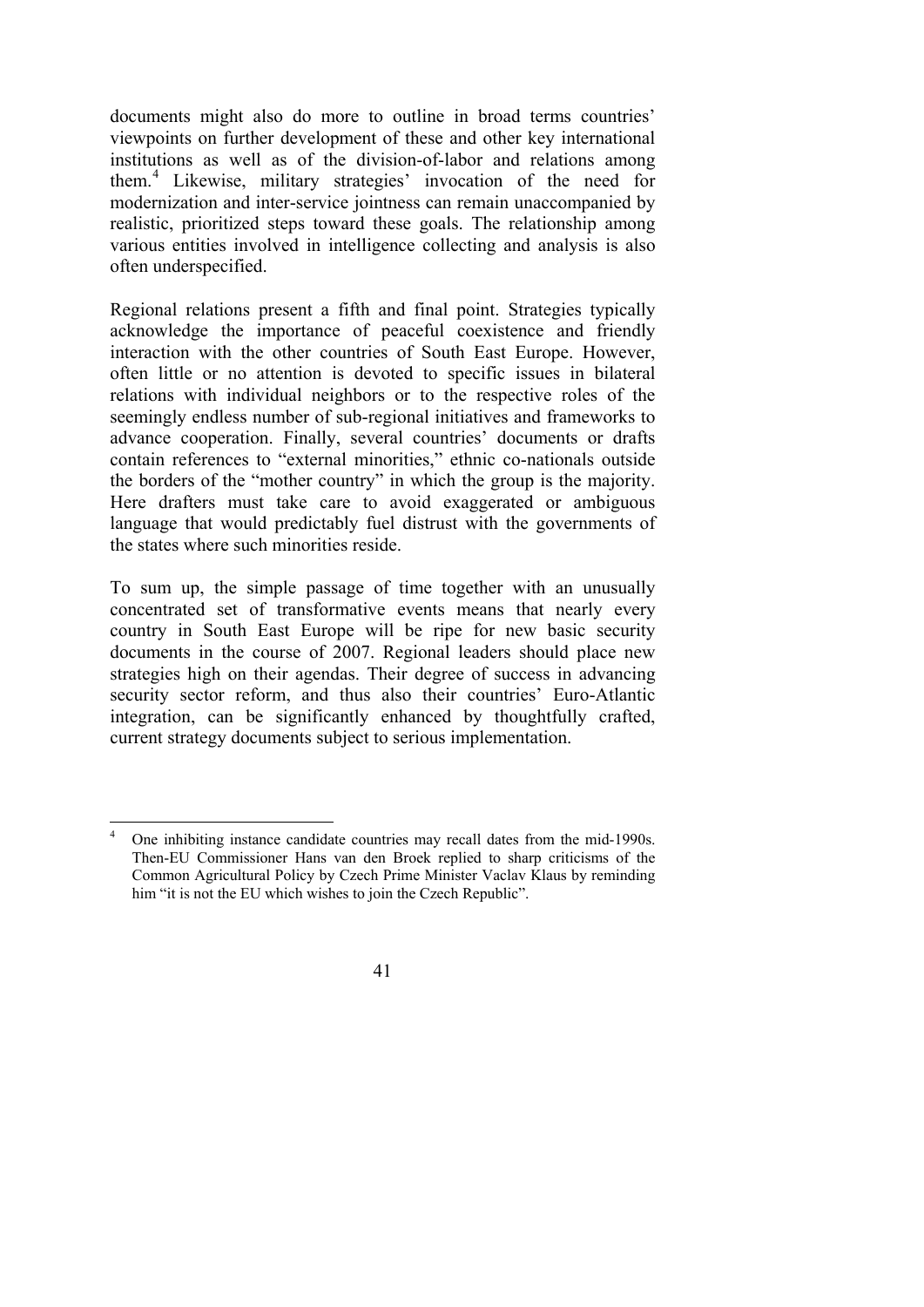documents might also do more to outline in broad terms countries' viewpoints on further development of these and other key international institutions as well as of the division-of-labor and relations among them.[4] Likewise, military strategies' invocation of the need for modernization and inter-service jointness can remain unaccompanied by realistic, prioritized steps toward these goals. The relationship among various entities involved in intelligence collecting and analysis is also often underspecified.

Regional relations present a fifth and final point. Strategies typically acknowledge the importance of peaceful coexistence and friendly interaction with the other countries of South East Europe. However, often little or no attention is devoted to specific issues in bilateral relations with individual neighbors or to the respective roles of the seemingly endless number of sub-regional initiatives and frameworks to advance cooperation. Finally, several countries' documents or drafts contain references to "external minorities," ethnic co-nationals outside the borders of the "mother country" in which the group is the majority. Here drafters must take care to avoid exaggerated or ambiguous language that would predictably fuel distrust with the governments of the states where such minorities reside.

To sum up, the simple passage of time together with an unusually concentrated set of transformative events means that nearly every country in South East Europe will be ripe for new basic security documents in the course of 2007. Regional leaders should place new strategies high on their agendas. Their degree of success in advancing security sector reform, and thus also their countries' Euro-Atlantic integration, can be significantly enhanced by thoughtfully crafted, current strategy documents subject to serious implementation.

---

[4] One inhibiting instance candidate countries may recall dates from the mid-1990s. Then-EU Commissioner Hans van den Broek replied to sharp criticisms of the Common Agricultural Policy by Czech Prime Minister Vaclav Klaus by reminding him "it is not the EU which wishes to join the Czech Republic".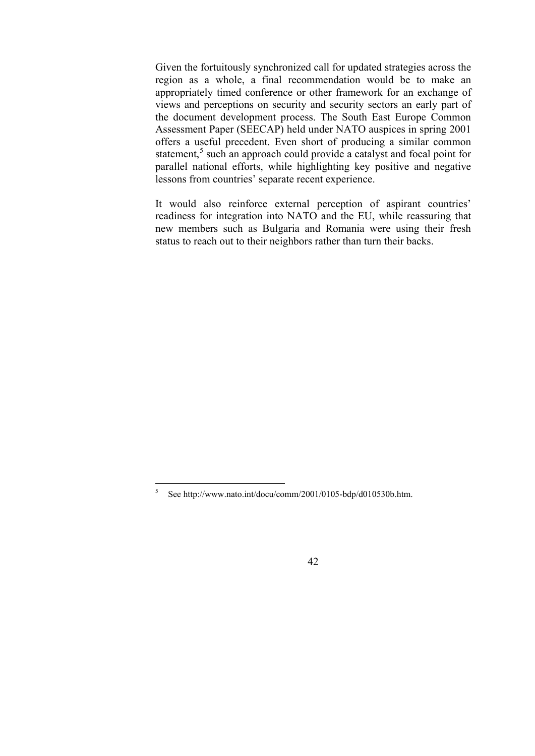Given the fortuitously synchronized call for updated strategies across the region as a whole, a final recommendation would be to make an appropriately timed conference or other framework for an exchange of views and perceptions on security and security sectors an early part of the document development process. The South East Europe Common Assessment Paper (SEECAP) held under NATO auspices in spring 2001 offers a useful precedent. Even short of producing a similar common statement,[5] such an approach could provide a catalyst and focal point for parallel national efforts, while highlighting key positive and negative lessons from countries' separate recent experience.

It would also reinforce external perception of aspirant countries' readiness for integration into NATO and the EU, while reassuring that new members such as Bulgaria and Romania were using their fresh status to reach out to their neighbors rather than turn their backs.

---

[5] See http://www.nato.int/docu/comm/2001/0105-bdp/d010530b.htm.